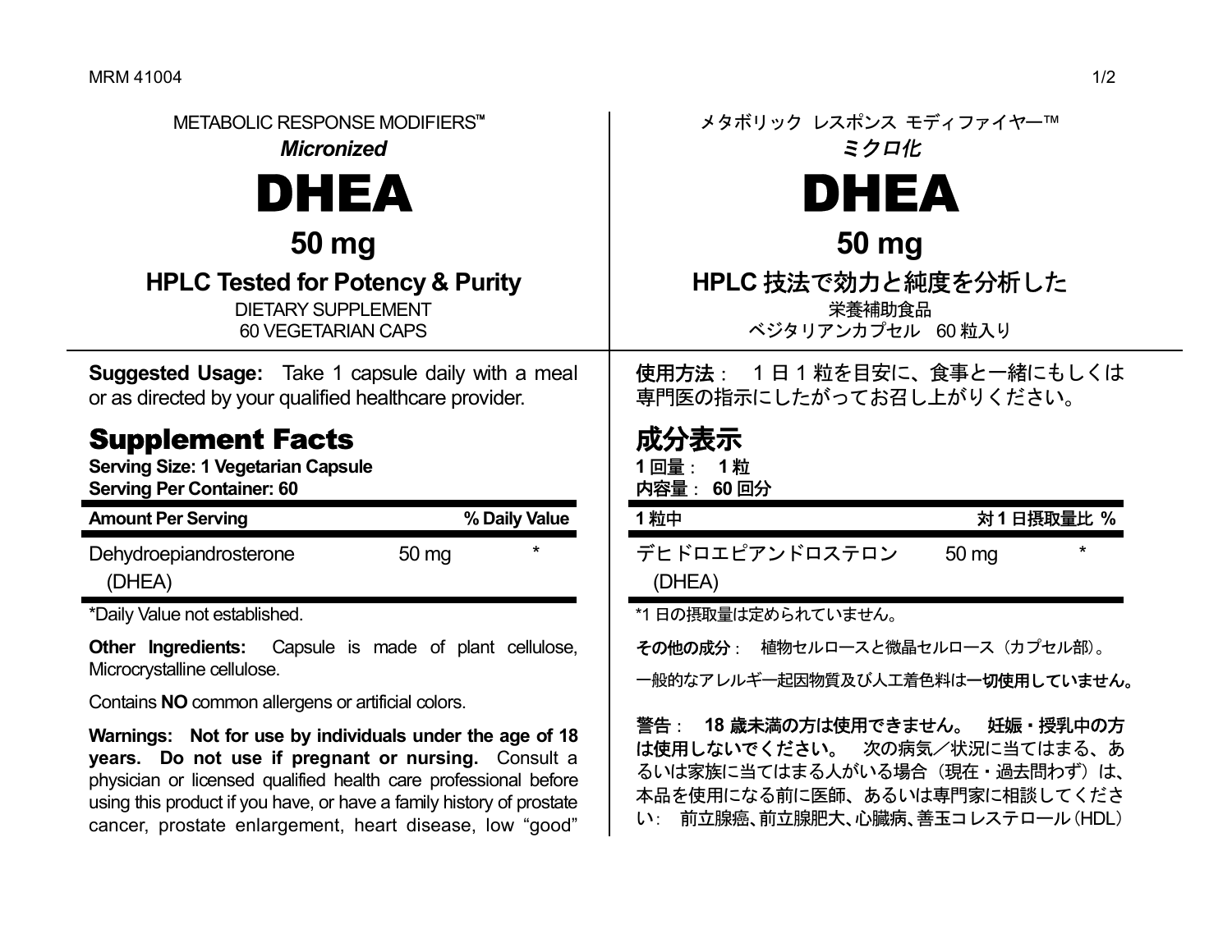METABOLIC RESPONSE MODIFIERS™

*Micronized*

# DHEA

## 50 mg

### HPLC Tested for Potency & Purity

DIETARY SUPPLEMENT
60 VEGETARIAN CAPS

**Suggested Usage:** Take 1 capsule daily with a meal or as directed by your qualified healthcare provider.

## Supplement Facts

**Serving Size: 1 Vegetarian Capsule**
**Serving Per Container: 60**

| Amount Per Serving | | % Daily Value |
|---|---|---|
| Dehydroepiandrosterone (DHEA) | 50 mg | * |

*Daily Value not established.

**Other Ingredients:** Capsule is made of plant cellulose, Microcrystalline cellulose.

Contains **NO** common allergens or artificial colors.

**Warnings: Not for use by individuals under the age of 18 years. Do not use if pregnant or nursing.** Consult a physician or licensed qualified health care professional before using this product if you have, or have a family history of prostate cancer, prostate enlargement, heart disease, low "good"

---

メタボリック レスポンス モディファイヤー™

*ミクロ化*

# DHEA

## 50 mg

### HPLC 技法で効力と純度を分析した

栄養補助食品
ベジタリアンカプセル 60 粒入り

**使用方法**： 1 日 1 粒を目安に、食事と一緒にもしくは専門医の指示にしたがってお召し上がりください。

## 成分表示

**1 回量： 1 粒**
**内容量： 60 回分**

| 1 粒中 | | 対 1 日摂取量比 % |
|---|---|---|
| デヒドロエピアンドロステロン (DHEA) | 50 mg | * |

*1 日の摂取量は定められていません。

**その他の成分**： 植物セルロースと微晶セルロース（カプセル部）。

一般的なアレルギー起因物質及び人工着色料は**一切使用していません。**

**警告**： **18 歳未満の方は使用できません。 妊娠・授乳中の方は使用しないでください。** 次の病気／状況に当てはまる、あるいは家族に当てはまる人がいる場合（現在・過去問わず）は、本品を使用になる前に医師、あるいは専門家に相談してください： 前立腺癌、前立腺肥大、心臓病、善玉コレステロール（HDL）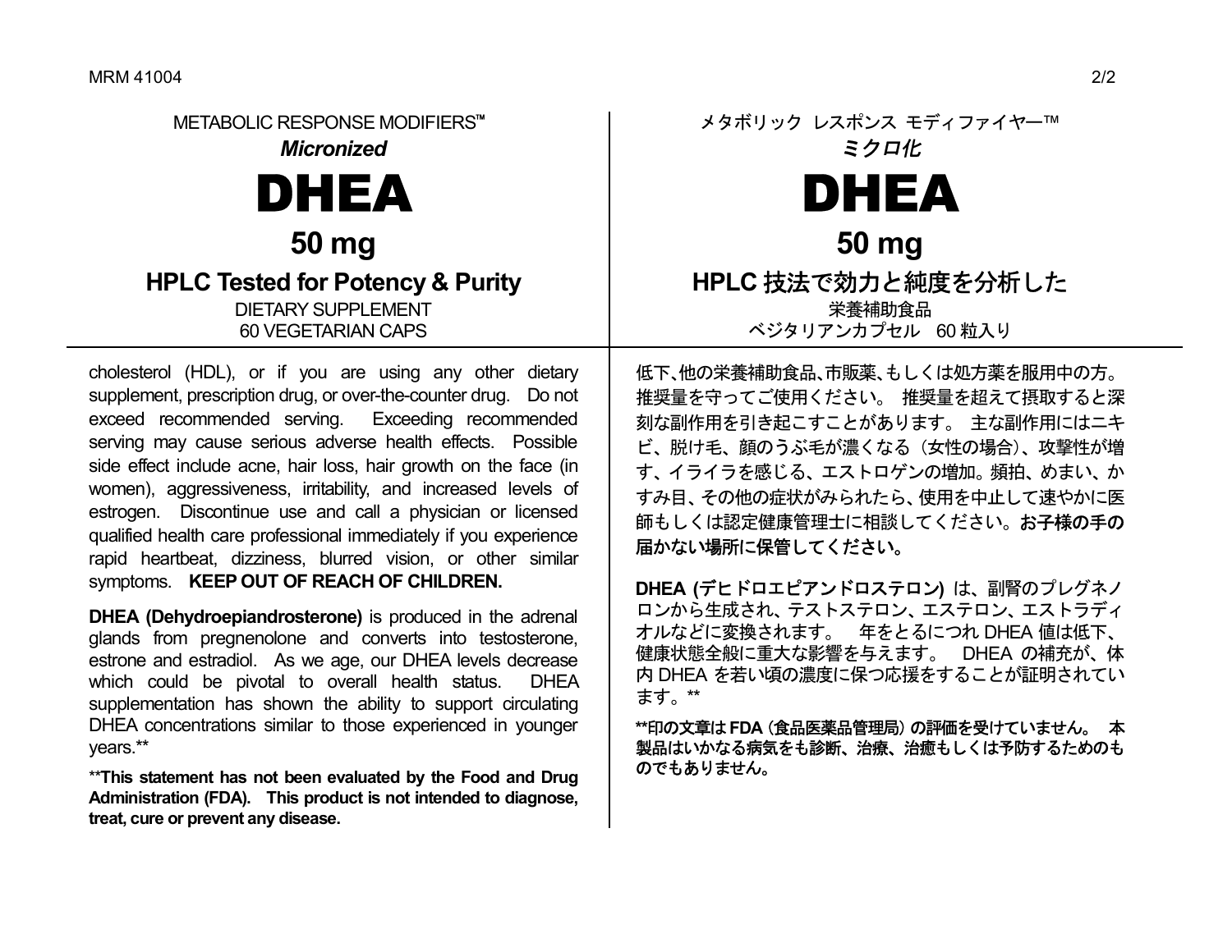METABOLIC RESPONSE MODIFIERS™

***Micronized***

# DHEA

## 50 mg

### HPLC Tested for Potency & Purity

DIETARY SUPPLEMENT
60 VEGETARIAN CAPS

cholesterol (HDL), or if you are using any other dietary supplement, prescription drug, or over-the-counter drug. Do not exceed recommended serving. Exceeding recommended serving may cause serious adverse health effects. Possible side effect include acne, hair loss, hair growth on the face (in women), aggressiveness, irritability, and increased levels of estrogen. Discontinue use and call a physician or licensed qualified health care professional immediately if you experience rapid heartbeat, dizziness, blurred vision, or other similar symptoms. **KEEP OUT OF REACH OF CHILDREN.**

**DHEA (Dehydroepiandrosterone)** is produced in the adrenal glands from pregnenolone and converts into testosterone, estrone and estradiol. As we age, our DHEA levels decrease which could be pivotal to overall health status. DHEA supplementation has shown the ability to support circulating DHEA concentrations similar to those experienced in younger years.**

**This statement has not been evaluated by the Food and Drug Administration (FDA). This product is not intended to diagnose, treat, cure or prevent any disease.**

---

メタボリック レスポンス モディファイヤー™

***ミクロ化***

# DHEA

## 50 mg

### HPLC 技法で効力と純度を分析した

栄養補助食品
ベジタリアンカプセル　60 粒入り

低下､他の栄養補助食品､市販薬､もしくは処方薬を服用中の方。推奨量を守ってご使用ください。 推奨量を超えて摂取すると深刻な副作用を引き起こすことがあります。 主な副作用にはニキビ、脱け毛、顔のうぶ毛が濃くなる（女性の場合）、攻撃性が増す、イライラを感じる、エストロゲンの増加。頻拍、めまい、かすみ目、その他の症状がみられたら、使用を中止して速やかに医師もしくは認定健康管理士に相談してください。**お子様の手の届かない場所に保管してください。**

**DHEA (デヒドロエピアンドロステロン)** は、副腎のプレグネノロンから生成され、テストステロン、エステロン、エストラディオルなどに変換されます。　年をとるにつれ DHEA 値は低下、健康状態全般に重大な影響を与えます。　DHEA の補充が、体内 DHEA を若い頃の濃度に保つ応援をすることが証明されています。**

****印の文章は FDA（食品医薬品管理局）の評価を受けていません。 本製品はいかなる病気をも診断、治療、治癒もしくは予防するためのものでもありません。**